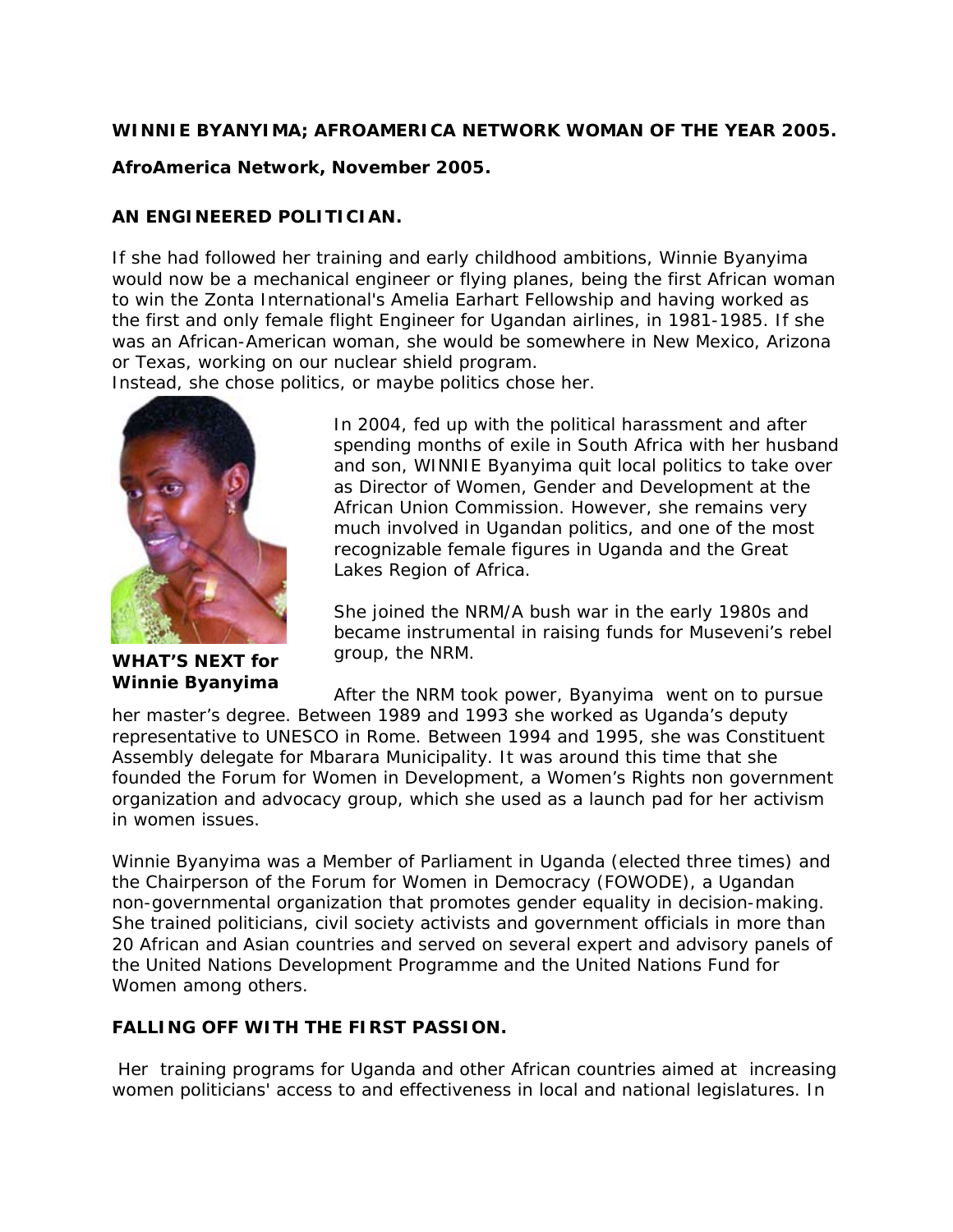**WINNIE BYANYIMA; AFROAMERICA NETWORK WOMAN OF THE YEAR 2005.**

**AfroAmerica Network, November 2005.**

**AN ENGINEERED POLITICIAN.**

If she had followed her training and early childhood ambitions, Winnie Byanyima would now be a mechanical engineer or flying planes, being the first African woman to win the Zonta International's Amelia Earhart Fellowship and having worked as the first and only female flight Engineer for Ugandan airlines, in 1981-1985. If she was an African-American woman, she would be somewhere in New Mexico, Arizona or Texas, working on our nuclear shield program.
Instead, she chose politics, or maybe politics chose her.

**WHAT'S NEXT for Winnie Byanyima**

In 2004, fed up with the political harassment and after spending months of exile in South Africa with her husband and son, WINNIE Byanyima quit local politics to take over as Director of Women, Gender and Development at the African Union Commission. However, she remains very much involved in Ugandan politics, and one of the most recognizable female figures in Uganda and the Great Lakes Region of Africa.

She joined the NRM/A bush war in the early 1980s and became instrumental in raising funds for Museveni's rebel group, the NRM.

After the NRM took power, Byanyima went on to pursue her master's degree. Between 1989 and 1993 she worked as Uganda's deputy representative to UNESCO in Rome. Between 1994 and 1995, she was Constituent Assembly delegate for Mbarara Municipality. It was around this time that she founded the Forum for Women in Development, a Women's Rights non government organization and advocacy group, which she used as a launch pad for her activism in women issues.

Winnie Byanyima was a Member of Parliament in Uganda (elected three times) and the Chairperson of the Forum for Women in Democracy (FOWODE), a Ugandan non-governmental organization that promotes gender equality in decision-making. She trained politicians, civil society activists and government officials in more than 20 African and Asian countries and served on several expert and advisory panels of the United Nations Development Programme and the United Nations Fund for Women among others.

**FALLING OFF WITH THE FIRST PASSION.**

Her training programs for Uganda and other African countries aimed at increasing women politicians' access to and effectiveness in local and national legislatures. In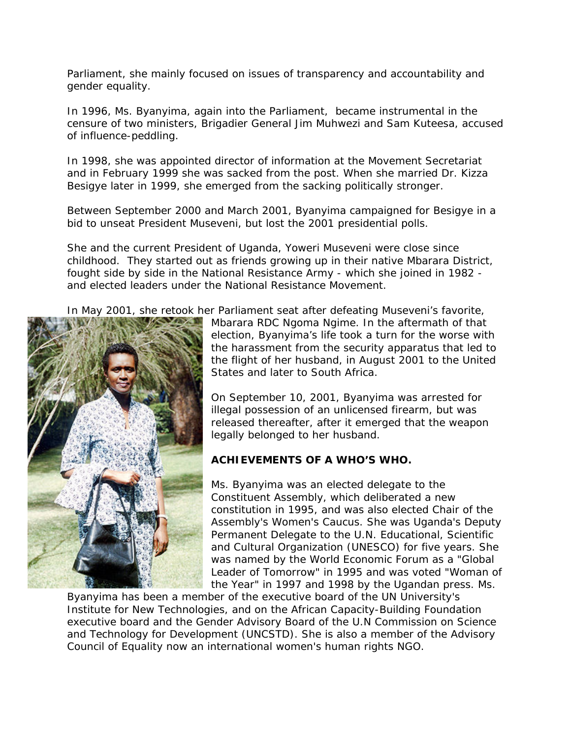Parliament, she mainly focused on issues of transparency and accountability and gender equality.

In 1996, Ms. Byanyima, again into the Parliament, became instrumental in the censure of two ministers, Brigadier General Jim Muhwezi and Sam Kuteesa, accused of influence-peddling.

In 1998, she was appointed director of information at the Movement Secretariat and in February 1999 she was sacked from the post. When she married Dr. Kizza Besigye later in 1999, she emerged from the sacking politically stronger.

Between September 2000 and March 2001, Byanyima campaigned for Besigye in a bid to unseat President Museveni, but lost the 2001 presidential polls.

She and the current President of Uganda, Yoweri Museveni were close since childhood. They started out as friends growing up in their native Mbarara District, fought side by side in the National Resistance Army - which she joined in 1982 - and elected leaders under the National Resistance Movement.

In May 2001, she retook her Parliament seat after defeating Museveni's favorite, Mbarara RDC Ngoma Ngime. In the aftermath of that election, Byanyima's life took a turn for the worse with the harassment from the security apparatus that led to the flight of her husband, in August 2001 to the United States and later to South Africa.

On September 10, 2001, Byanyima was arrested for illegal possession of an unlicensed firearm, but was released thereafter, after it emerged that the weapon legally belonged to her husband.

**ACHIEVEMENTS OF A WHO'S WHO.**

Ms. Byanyima was an elected delegate to the Constituent Assembly, which deliberated a new constitution in 1995, and was also elected Chair of the Assembly's Women's Caucus. She was Uganda's Deputy Permanent Delegate to the U.N. Educational, Scientific and Cultural Organization (UNESCO) for five years. She was named by the World Economic Forum as a "Global Leader of Tomorrow" in 1995 and was voted "Woman of the Year" in 1997 and 1998 by the Ugandan press. Ms. Byanyima has been a member of the executive board of the UN University's Institute for New Technologies, and on the African Capacity-Building Foundation executive board and the Gender Advisory Board of the U.N Commission on Science and Technology for Development (UNCSTD). She is also a member of the Advisory Council of Equality now an international women's human rights NGO.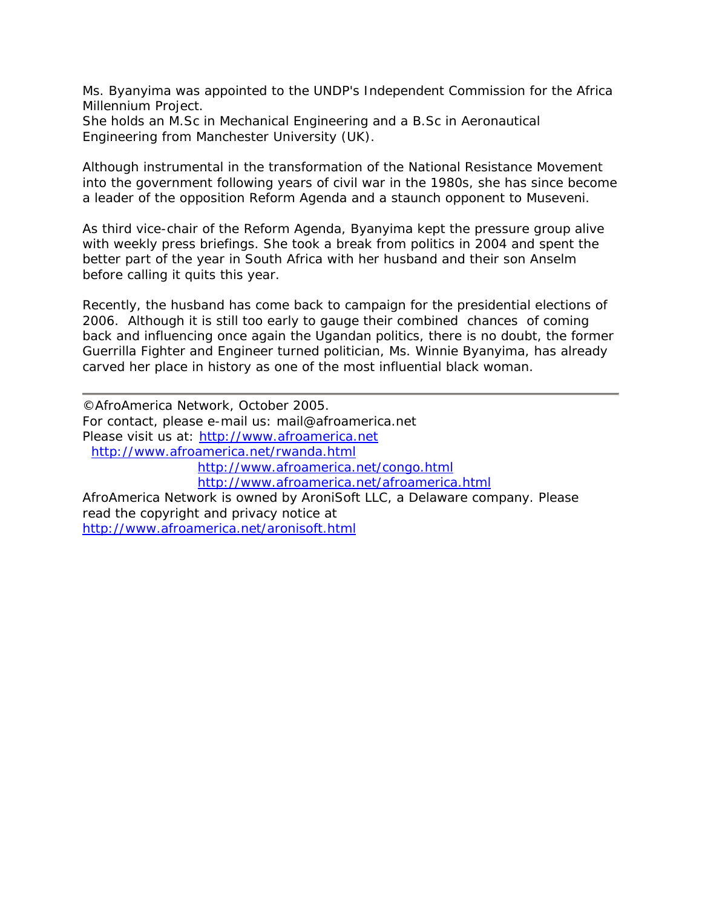Ms. Byanyima was appointed to the UNDP's Independent Commission for the Africa Millennium Project.
She holds an M.Sc in Mechanical Engineering and a B.Sc in Aeronautical Engineering from Manchester University (UK).

Although instrumental in the transformation of the National Resistance Movement into the government following years of civil war in the 1980s, she has since become a leader of the opposition Reform Agenda and a staunch opponent to Museveni.

As third vice-chair of the Reform Agenda, Byanyima kept the pressure group alive with weekly press briefings. She took a break from politics in 2004 and spent the better part of the year in South Africa with her husband and their son Anselm before calling it quits this year.

Recently, the husband has come back to campaign for the presidential elections of 2006. Although it is still too early to gauge their combined chances of coming back and influencing once again the Ugandan politics, there is no doubt, the former Guerrilla Fighter and Engineer turned politician, Ms. Winnie Byanyima, has already carved her place in history as one of the most influential black woman.

---

©AfroAmerica Network, October 2005.
For contact, please e-mail us: mail@afroamerica.net
Please visit us at: http://www.afroamerica.net
http://www.afroamerica.net/rwanda.html
http://www.afroamerica.net/congo.html
http://www.afroamerica.net/afroamerica.html
AfroAmerica Network is owned by AroniSoft LLC, a Delaware company. Please read the copyright and privacy notice at
http://www.afroamerica.net/aronisoft.html